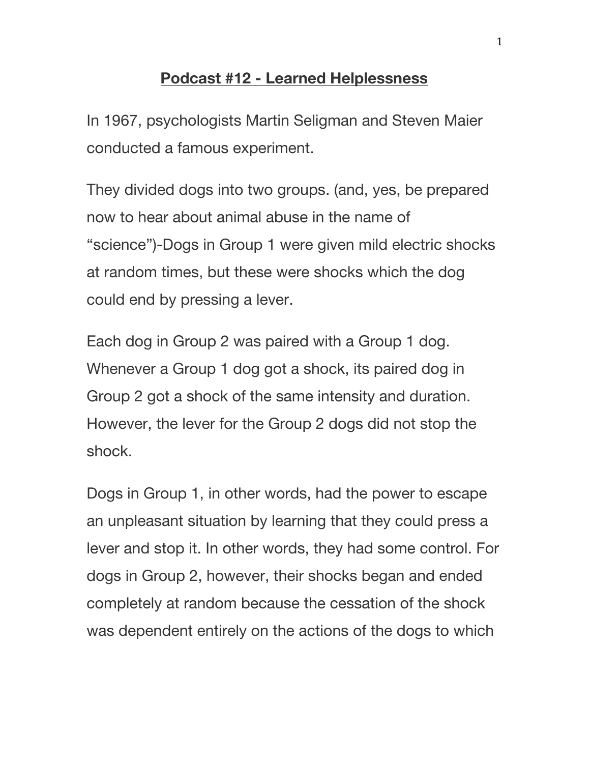# **Podcast #12 - Learned Helplessness**

In 1967, psychologists Martin Seligman and Steven Maier conducted a famous experiment.

They divided dogs into two groups. (and, yes, be prepared now to hear about animal abuse in the name of "science")-Dogs in Group 1 were given mild electric shocks at random times, but these were shocks which the dog could end by pressing a lever.

Each dog in Group 2 was paired with a Group 1 dog. Whenever a Group 1 dog got a shock, its paired dog in Group 2 got a shock of the same intensity and duration. However, the lever for the Group 2 dogs did not stop the shock.

Dogs in Group 1, in other words, had the power to escape an unpleasant situation by learning that they could press a lever and stop it. In other words, they had some control. For dogs in Group 2, however, their shocks began and ended completely at random because the cessation of the shock was dependent entirely on the actions of the dogs to which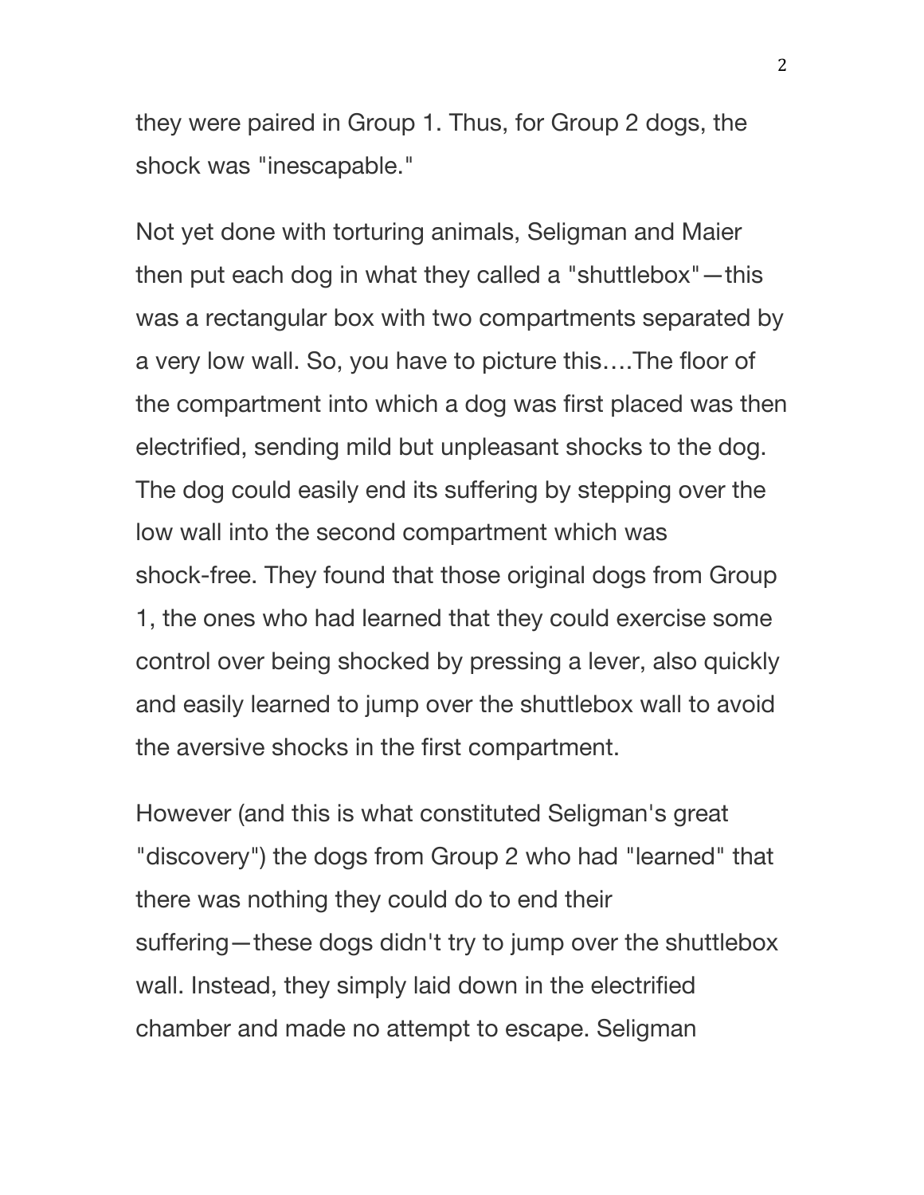they were paired in Group 1. Thus, for Group 2 dogs, the shock was "inescapable."

Not yet done with torturing animals, Seligman and Maier then put each dog in what they called a "shuttlebox"—this was a rectangular box with two compartments separated by a very low wall. So, you have to picture this….The floor of the compartment into which a dog was first placed was then electrified, sending mild but unpleasant shocks to the dog. The dog could easily end its suffering by stepping over the low wall into the second compartment which was shock-free. They found that those original dogs from Group 1, the ones who had learned that they could exercise some control over being shocked by pressing a lever, also quickly and easily learned to jump over the shuttlebox wall to avoid the aversive shocks in the first compartment.

However (and this is what constituted Seligman's great "discovery") the dogs from Group 2 who had "learned" that there was nothing they could do to end their suffering—these dogs didn't try to jump over the shuttlebox wall. Instead, they simply laid down in the electrified chamber and made no attempt to escape. Seligman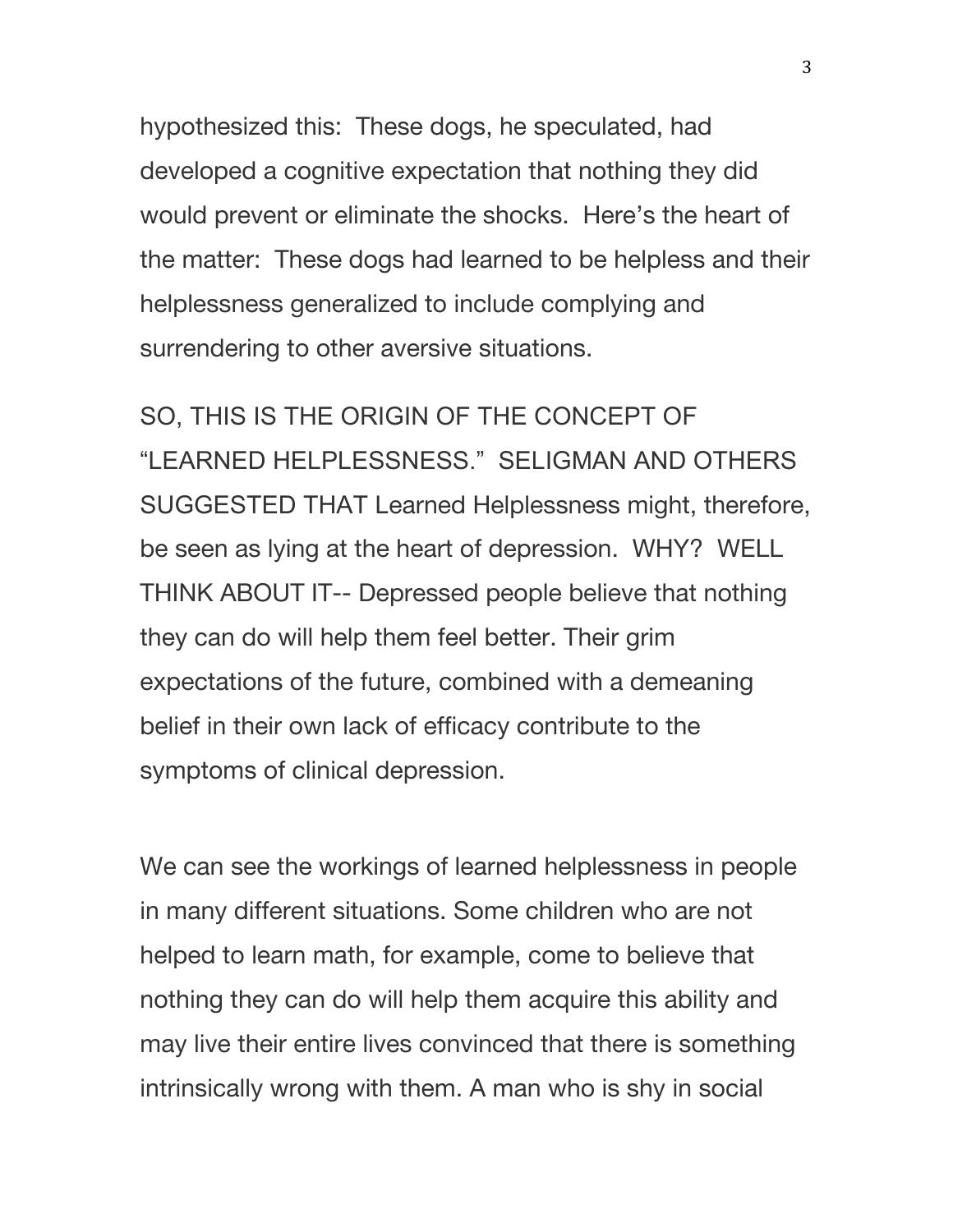hypothesized this: These dogs, he speculated, had developed a cognitive expectation that nothing they did would prevent or eliminate the shocks. Here's the heart of the matter: These dogs had learned to be helpless and their helplessness generalized to include complying and surrendering to other aversive situations.

SO, THIS IS THE ORIGIN OF THE CONCEPT OF "LEARNED HELPLESSNESS." SELIGMAN AND OTHERS SUGGESTED THAT Learned Helplessness might, therefore, be seen as lying at the heart of depression. WHY? WELL THINK ABOUT IT-- Depressed people believe that nothing they can do will help them feel better. Their grim expectations of the future, combined with a demeaning belief in their own lack of efficacy contribute to the symptoms of clinical depression.

We can see the workings of learned helplessness in people in many different situations. Some children who are not helped to learn math, for example, come to believe that nothing they can do will help them acquire this ability and may live their entire lives convinced that there is something intrinsically wrong with them. A man who is shy in social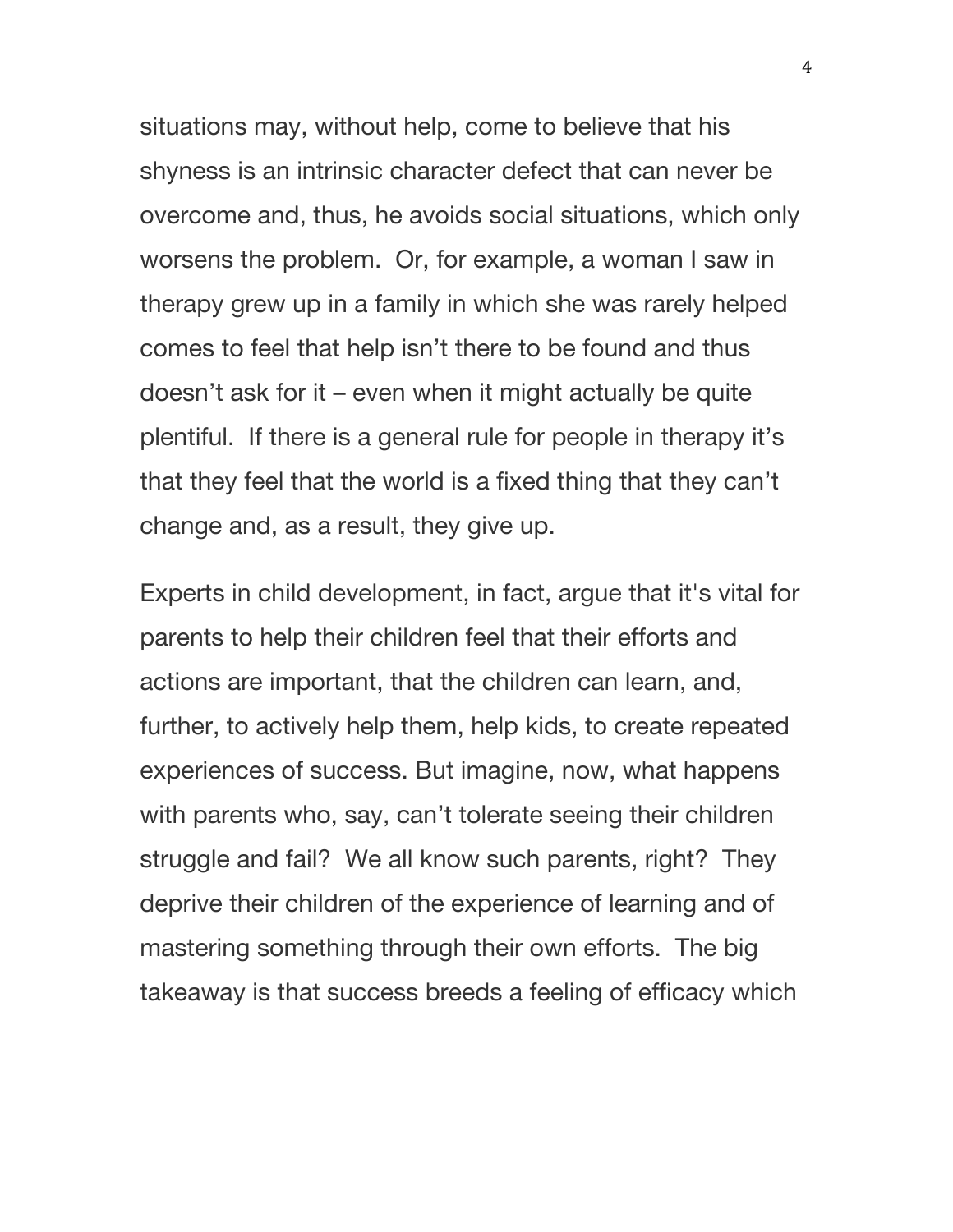situations may, without help, come to believe that his shyness is an intrinsic character defect that can never be overcome and, thus, he avoids social situations, which only worsens the problem. Or, for example, a woman I saw in therapy grew up in a family in which she was rarely helped comes to feel that help isn't there to be found and thus doesn't ask for it – even when it might actually be quite plentiful. If there is a general rule for people in therapy it's that they feel that the world is a fixed thing that they can't change and, as a result, they give up.

Experts in child development, in fact, argue that it's vital for parents to help their children feel that their efforts and actions are important, that the children can learn, and, further, to actively help them, help kids, to create repeated experiences of success. But imagine, now, what happens with parents who, say, can't tolerate seeing their children struggle and fail? We all know such parents, right? They deprive their children of the experience of learning and of mastering something through their own efforts. The big takeaway is that success breeds a feeling of efficacy which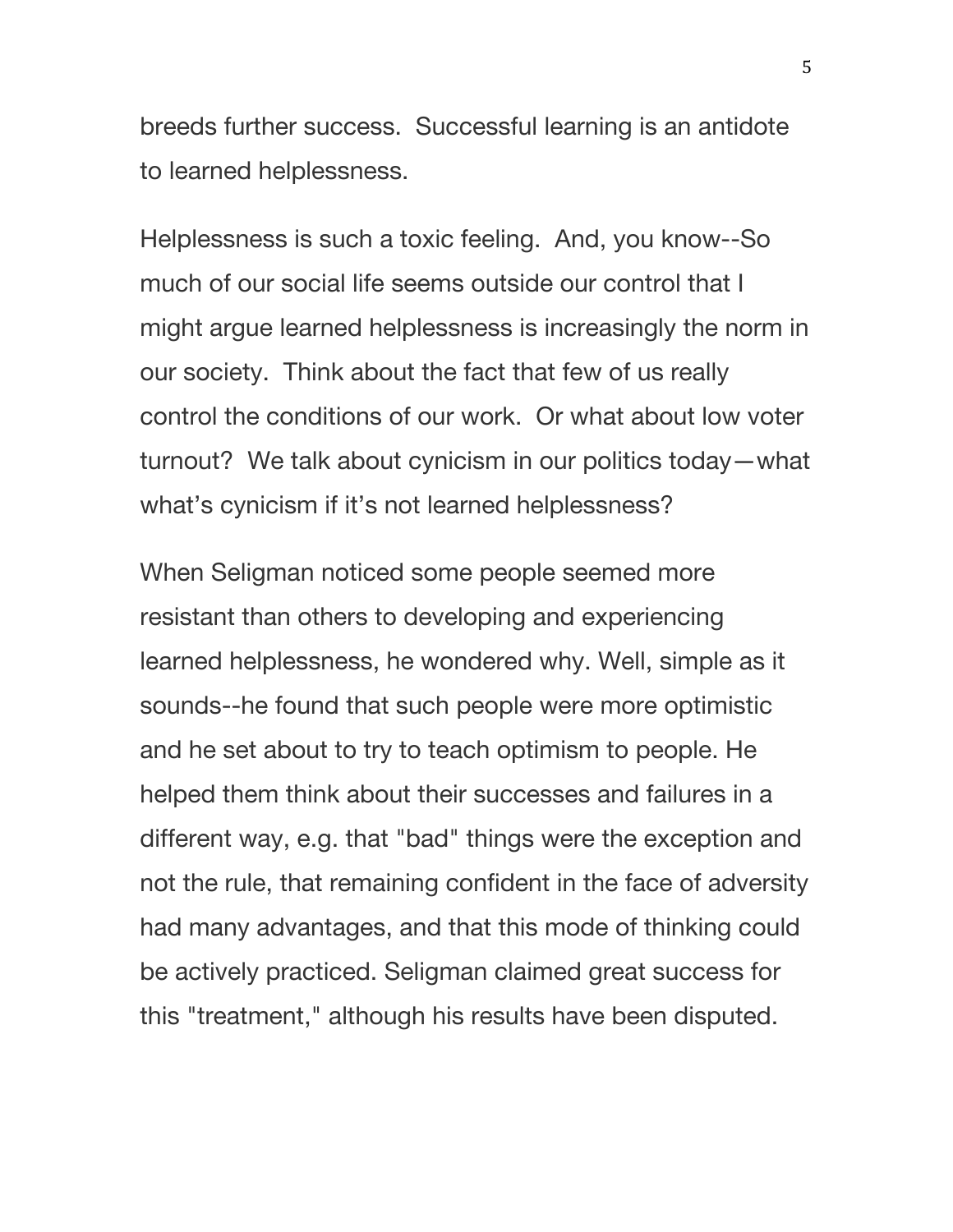breeds further success.  Successful learning is an antidote to learned helplessness.

Helplessness is such a toxic feeling.  And, you know--So much of our social life seems outside our control that I might argue learned helplessness is increasingly the norm in our society.  Think about the fact that few of us really control the conditions of our work.  Or what about low voter turnout?  We talk about cynicism in our politics today—what what's cynicism if it's not learned helplessness?

When Seligman noticed some people seemed more resistant than others to developing and experiencing learned helplessness, he wondered why. Well, simple as it sounds--he found that such people were more optimistic and he set about to try to teach optimism to people. He helped them think about their successes and failures in a different way, e.g. that "bad" things were the exception and not the rule, that remaining confident in the face of adversity had many advantages, and that this mode of thinking could be actively practiced. Seligman claimed great success for this "treatment," although his results have been disputed.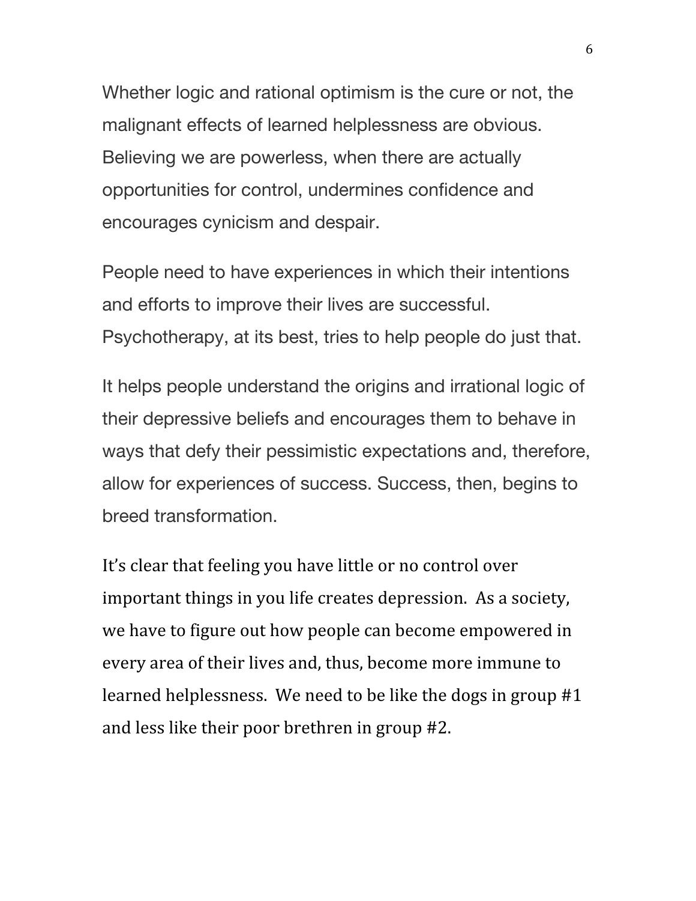Whether logic and rational optimism is the cure or not, the malignant effects of learned helplessness are obvious. Believing we are powerless, when there are actually opportunities for control, undermines confidence and encourages cynicism and despair.

People need to have experiences in which their intentions and efforts to improve their lives are successful. Psychotherapy, at its best, tries to help people do just that.

It helps people understand the origins and irrational logic of their depressive beliefs and encourages them to behave in ways that defy their pessimistic expectations and, therefore, allow for experiences of success. Success, then, begins to breed transformation.

It's clear that feeling you have little or no control over important things in you life creates depression. As a society, we have to figure out how people can become empowered in every area of their lives and, thus, become more immune to learned helplessness. We need to be like the dogs in group #1 and less like their poor brethren in group #2.